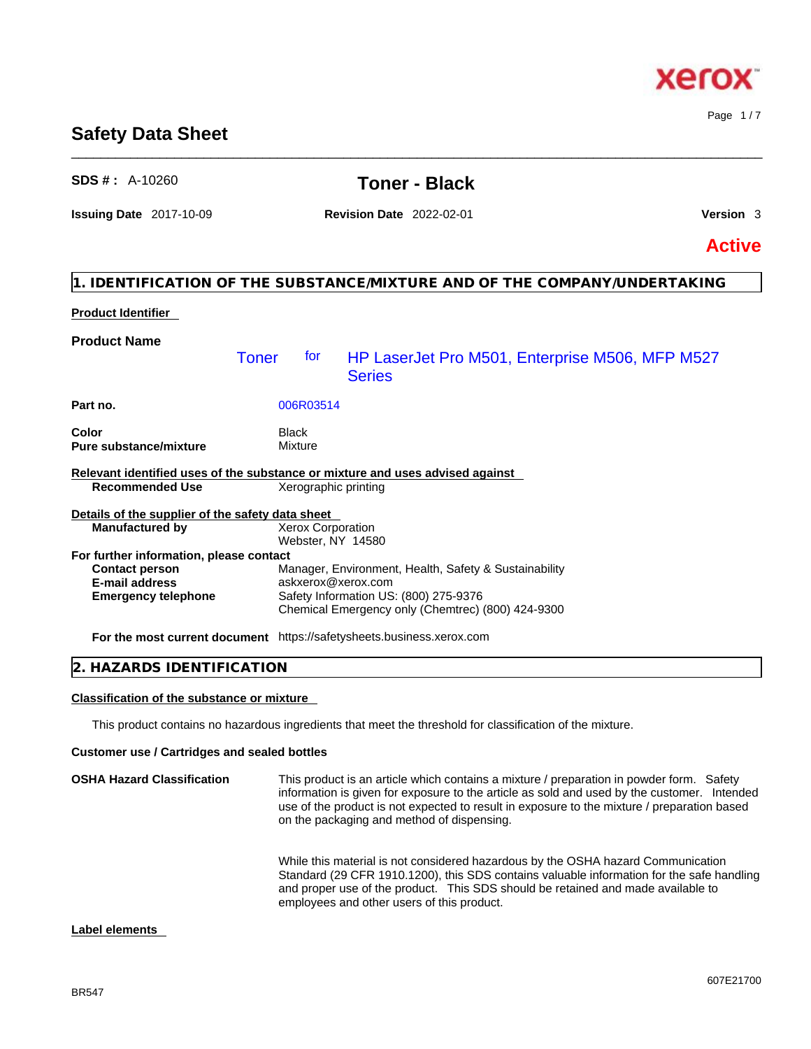# Safety Data Sheet

**SDS # :** A-10260

## Toner - Black

**Issuing Date** 2017-10-09 **Revision Date** 2022-02-01 **Version** 3

**Active**

## 1. IDENTIFICATION OF THE SUBSTANCE/MIXTURE AND OF THE COMPANY/UNDERTAKING

**Product Identifier**

**Product Name** Toner for HP LaserJet Pro M501, Enterprise M506, MFP M527 Series

**Part no.** 006R03514

**Color** Black
**Pure substance/mixture** Mixture

**Relevant identified uses of the substance or mixture and uses advised against**
**Recommended Use** Xerographic printing

**Details of the supplier of the safety data sheet**
**Manufactured by** Xerox Corporation
Webster, NY 14580

**For further information, please contact**
**Contact person** Manager, Environment, Health, Safety & Sustainability
**E-mail address** askxerox@xerox.com
**Emergency telephone** Safety Information US: (800) 275-9376
Chemical Emergency only (Chemtrec) (800) 424-9300

**For the most current document** https://safetysheets.business.xerox.com

## 2. HAZARDS IDENTIFICATION

**Classification of the substance or mixture**

This product contains no hazardous ingredients that meet the threshold for classification of the mixture.

**Customer use / Cartridges and sealed bottles**

**OSHA Hazard Classification** This product is an article which contains a mixture / preparation in powder form. Safety information is given for exposure to the article as sold and used by the customer. Intended use of the product is not expected to result in exposure to the mixture / preparation based on the packaging and method of dispensing.

While this material is not considered hazardous by the OSHA hazard Communication Standard (29 CFR 1910.1200), this SDS contains valuable information for the safe handling and proper use of the product. This SDS should be retained and made available to employees and other users of this product.

**Label elements**

BR547 607E21700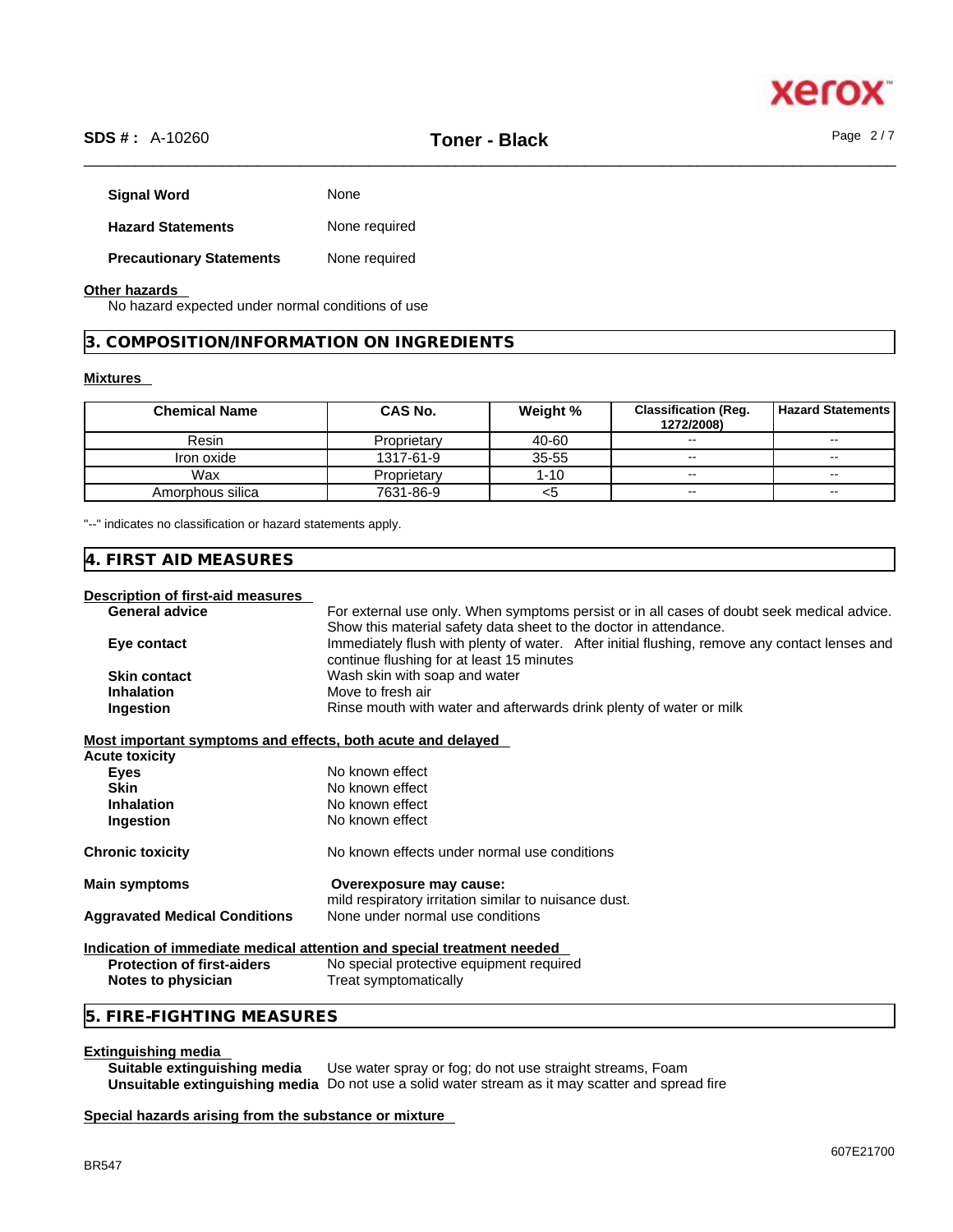| | |
|---|---|
| **Signal Word** | None |
| **Hazard Statements** | None required |
| **Precautionary Statements** | None required |

**Other hazards**

No hazard expected under normal conditions of use

## 3. COMPOSITION/INFORMATION ON INGREDIENTS

**Mixtures**

| Chemical Name | CAS No. | Weight % | Classification (Reg. 1272/2008) | Hazard Statements |
|---|---|---|---|---|
| Resin | Proprietary | 40-60 | -- | -- |
| Iron oxide | 1317-61-9 | 35-55 | -- | -- |
| Wax | Proprietary | 1-10 | -- | -- |
| Amorphous silica | 7631-86-9 | <5 | -- | -- |

"--" indicates no classification or hazard statements apply.

## 4. FIRST AID MEASURES

**Description of first-aid measures**

| | |
|---|---|
| **General advice** | For external use only. When symptoms persist or in all cases of doubt seek medical advice. Show this material safety data sheet to the doctor in attendance. |
| **Eye contact** | Immediately flush with plenty of water. After initial flushing, remove any contact lenses and continue flushing for at least 15 minutes |
| **Skin contact** | Wash skin with soap and water |
| **Inhalation** | Move to fresh air |
| **Ingestion** | Rinse mouth with water and afterwards drink plenty of water or milk |

**Most important symptoms and effects, both acute and delayed**

**Acute toxicity**

| | |
|---|---|
| **Eyes** | No known effect |
| **Skin** | No known effect |
| **Inhalation** | No known effect |
| **Ingestion** | No known effect |

| | |
|---|---|
| **Chronic toxicity** | No known effects under normal use conditions |
| **Main symptoms** | **Overexposure may cause:** mild respiratory irritation similar to nuisance dust. |
| **Aggravated Medical Conditions** | None under normal use conditions |

**Indication of immediate medical attention and special treatment needed**

| | |
|---|---|
| **Protection of first-aiders** | No special protective equipment required |
| **Notes to physician** | Treat symptomatically |

## 5. FIRE-FIGHTING MEASURES

**Extinguishing media**

| | |
|---|---|
| **Suitable extinguishing media** | Use water spray or fog; do not use straight streams, Foam |
| **Unsuitable extinguishing media** | Do not use a solid water stream as it may scatter and spread fire |

**Special hazards arising from the substance or mixture**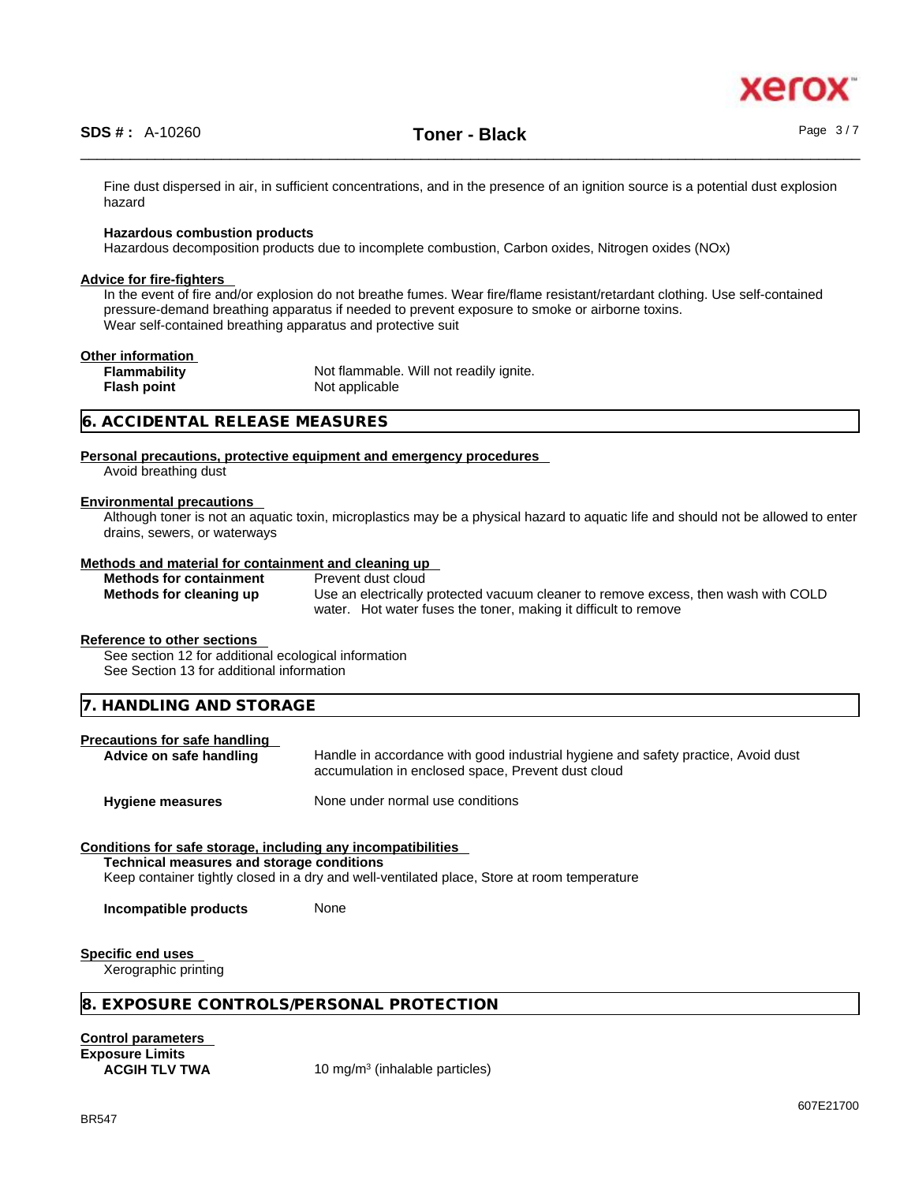Fine dust dispersed in air, in sufficient concentrations, and in the presence of an ignition source is a potential dust explosion hazard

**Hazardous combustion products**
Hazardous decomposition products due to incomplete combustion, Carbon oxides, Nitrogen oxides (NOx)

**Advice for fire-fighters**
In the event of fire and/or explosion do not breathe fumes. Wear fire/flame resistant/retardant clothing. Use self-contained pressure-demand breathing apparatus if needed to prevent exposure to smoke or airborne toxins.
Wear self-contained breathing apparatus and protective suit

**Other information**

| | |
|---|---|
| **Flammability** | Not flammable. Will not readily ignite. |
| **Flash point** | Not applicable |

## 6. ACCIDENTAL RELEASE MEASURES

**Personal precautions, protective equipment and emergency procedures**
Avoid breathing dust

**Environmental precautions**
Although toner is not an aquatic toxin, microplastics may be a physical hazard to aquatic life and should not be allowed to enter drains, sewers, or waterways

**Methods and material for containment and cleaning up**

| | |
|---|---|
| **Methods for containment** | Prevent dust cloud |
| **Methods for cleaning up** | Use an electrically protected vacuum cleaner to remove excess, then wash with COLD water. Hot water fuses the toner, making it difficult to remove |

**Reference to other sections**
See section 12 for additional ecological information
See Section 13 for additional information

## 7. HANDLING AND STORAGE

**Precautions for safe handling**

| | |
|---|---|
| **Advice on safe handling** | Handle in accordance with good industrial hygiene and safety practice, Avoid dust accumulation in enclosed space, Prevent dust cloud |
| **Hygiene measures** | None under normal use conditions |

**Conditions for safe storage, including any incompatibilities**
**Technical measures and storage conditions**
Keep container tightly closed in a dry and well-ventilated place, Store at room temperature

| | |
|---|---|
| **Incompatible products** | None |

**Specific end uses**
Xerographic printing

## 8. EXPOSURE CONTROLS/PERSONAL PROTECTION

**Control parameters**
**Exposure Limits**

| | |
|---|---|
| **ACGIH TLV TWA** | 10 mg/m$^3$ (inhalable particles) |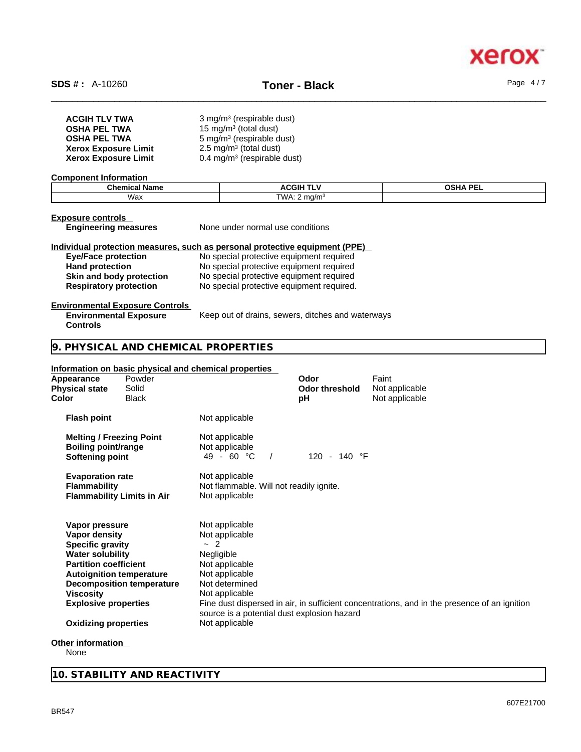| | |
|---|---|
| **ACGIH TLV TWA** | 3 mg/m³ (respirable dust) |
| **OSHA PEL TWA** | 15 mg/m³ (total dust) |
| **OSHA PEL TWA** | 5 mg/m³ (respirable dust) |
| **Xerox Exposure Limit** | 2.5 mg/m³ (total dust) |
| **Xerox Exposure Limit** | 0.4 mg/m³ (respirable dust) |

**Component Information**

| Chemical Name | ACGIH TLV | OSHA PEL |
|---|---|---|
| Wax | TWA: 2 mg/m³ | |

**Exposure controls**

**Engineering measures** None under normal use conditions

**Individual protection measures, such as personal protective equipment (PPE)**

| | |
|---|---|
| **Eye/Face protection** | No special protective equipment required |
| **Hand protection** | No special protective equipment required |
| **Skin and body protection** | No special protective equipment required |
| **Respiratory protection** | No special protective equipment required. |

**Environmental Exposure Controls**

**Environmental Exposure Controls** Keep out of drains, sewers, ditches and waterways

## 9. PHYSICAL AND CHEMICAL PROPERTIES

**Information on basic physical and chemical properties**

| | | | |
|---|---|---|---|
| **Appearance** | Powder | **Odor** | Faint |
| **Physical state** | Solid | **Odor threshold** | Not applicable |
| **Color** | Black | **pH** | Not applicable |

| | |
|---|---|
| **Flash point** | Not applicable |
| **Melting / Freezing Point** | Not applicable |
| **Boiling point/range** | Not applicable |
| **Softening point** | 49 - 60 °C / 120 - 140 °F |
| **Evaporation rate** | Not applicable |
| **Flammability** | Not flammable. Will not readily ignite. |
| **Flammability Limits in Air** | Not applicable |
| **Vapor pressure** | Not applicable |
| **Vapor density** | Not applicable |
| **Specific gravity** | ~ 2 |
| **Water solubility** | Negligible |
| **Partition coefficient** | Not applicable |
| **Autoignition temperature** | Not applicable |
| **Decomposition temperature** | Not determined |
| **Viscosity** | Not applicable |
| **Explosive properties** | Fine dust dispersed in air, in sufficient concentrations, and in the presence of an ignition source is a potential dust explosion hazard |
| **Oxidizing properties** | Not applicable |

**Other information**

None

## 10. STABILITY AND REACTIVITY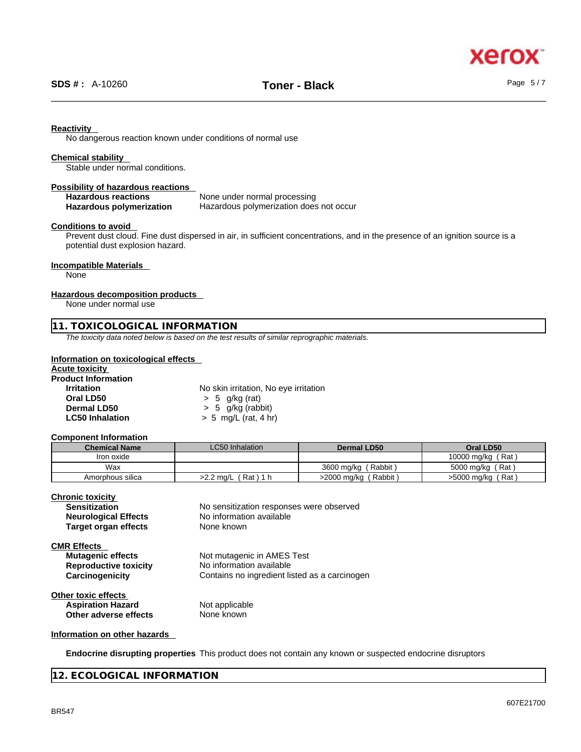**Reactivity**
No dangerous reaction known under conditions of normal use

**Chemical stability**
Stable under normal conditions.

**Possibility of hazardous reactions**

| | |
|---|---|
| **Hazardous reactions** | None under normal processing |
| **Hazardous polymerization** | Hazardous polymerization does not occur |

**Conditions to avoid**
Prevent dust cloud. Fine dust dispersed in air, in sufficient concentrations, and in the presence of an ignition source is a potential dust explosion hazard.

**Incompatible Materials**
None

**Hazardous decomposition products**
None under normal use

## 11. TOXICOLOGICAL INFORMATION

*The toxicity data noted below is based on the test results of similar reprographic materials.*

**Information on toxicological effects**

**Acute toxicity**

**Product Information**

| | |
|---|---|
| **Irritation** | No skin irritation, No eye irritation |
| **Oral LD50** | > 5 g/kg (rat) |
| **Dermal LD50** | > 5 g/kg (rabbit) |
| **LC50 Inhalation** | > 5 mg/L (rat, 4 hr) |

**Component Information**

| Chemical Name | LC50 Inhalation | Dermal LD50 | Oral LD50 |
|---|---|---|---|
| Iron oxide | | | 10000 mg/kg ( Rat ) |
| Wax | | 3600 mg/kg ( Rabbit ) | 5000 mg/kg ( Rat ) |
| Amorphous silica | >2.2 mg/L ( Rat ) 1 h | >2000 mg/kg ( Rabbit ) | >5000 mg/kg ( Rat ) |

**Chronic toxicity**

| | |
|---|---|
| **Sensitization** | No sensitization responses were observed |
| **Neurological Effects** | No information available |
| **Target organ effects** | None known |

**CMR Effects**

| | |
|---|---|
| **Mutagenic effects** | Not mutagenic in AMES Test |
| **Reproductive toxicity** | No information available |
| **Carcinogenicity** | Contains no ingredient listed as a carcinogen |

**Other toxic effects**

| | |
|---|---|
| **Aspiration Hazard** | Not applicable |
| **Other adverse effects** | None known |

**Information on other hazards**

**Endocrine disrupting properties** This product does not contain any known or suspected endocrine disruptors

## 12. ECOLOGICAL INFORMATION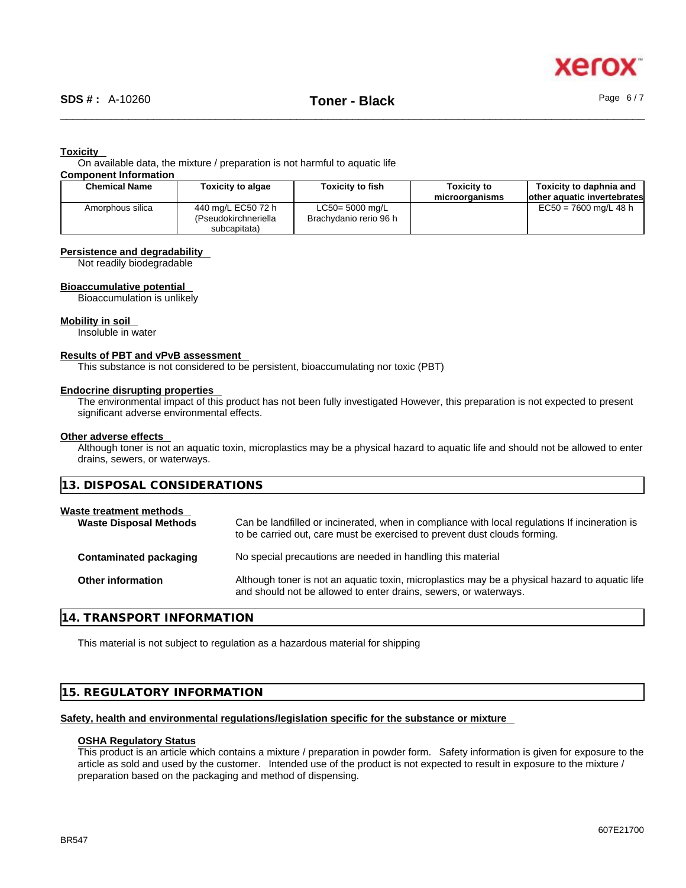**Toxicity**

On available data, the mixture / preparation is not harmful to aquatic life

**Component Information**

| Chemical Name | Toxicity to algae | Toxicity to fish | Toxicity to microorganisms | Toxicity to daphnia and other aquatic invertebrates |
|---|---|---|---|---|
| Amorphous silica | 440 mg/L EC50 72 h (Pseudokirchneriella subcapitata) | LC50= 5000 mg/L Brachydanio rerio 96 h | | EC50 = 7600 mg/L 48 h |

**Persistence and degradability**

Not readily biodegradable

**Bioaccumulative potential**

Bioaccumulation is unlikely

**Mobility in soil**

Insoluble in water

**Results of PBT and vPvB assessment**

This substance is not considered to be persistent, bioaccumulating nor toxic (PBT)

**Endocrine disrupting properties**

The environmental impact of this product has not been fully investigated However, this preparation is not expected to present significant adverse environmental effects.

**Other adverse effects**

Although toner is not an aquatic toxin, microplastics may be a physical hazard to aquatic life and should not be allowed to enter drains, sewers, or waterways.

## 13. DISPOSAL CONSIDERATIONS

**Waste treatment methods**

**Waste Disposal Methods** Can be landfilled or incinerated, when in compliance with local regulations If incineration is to be carried out, care must be exercised to prevent dust clouds forming.

**Contaminated packaging** No special precautions are needed in handling this material

**Other information** Although toner is not an aquatic toxin, microplastics may be a physical hazard to aquatic life and should not be allowed to enter drains, sewers, or waterways.

## 14. TRANSPORT INFORMATION

This material is not subject to regulation as a hazardous material for shipping

## 15. REGULATORY INFORMATION

**Safety, health and environmental regulations/legislation specific for the substance or mixture**

**OSHA Regulatory Status**

This product is an article which contains a mixture / preparation in powder form. Safety information is given for exposure to the article as sold and used by the customer. Intended use of the product is not expected to result in exposure to the mixture / preparation based on the packaging and method of dispensing.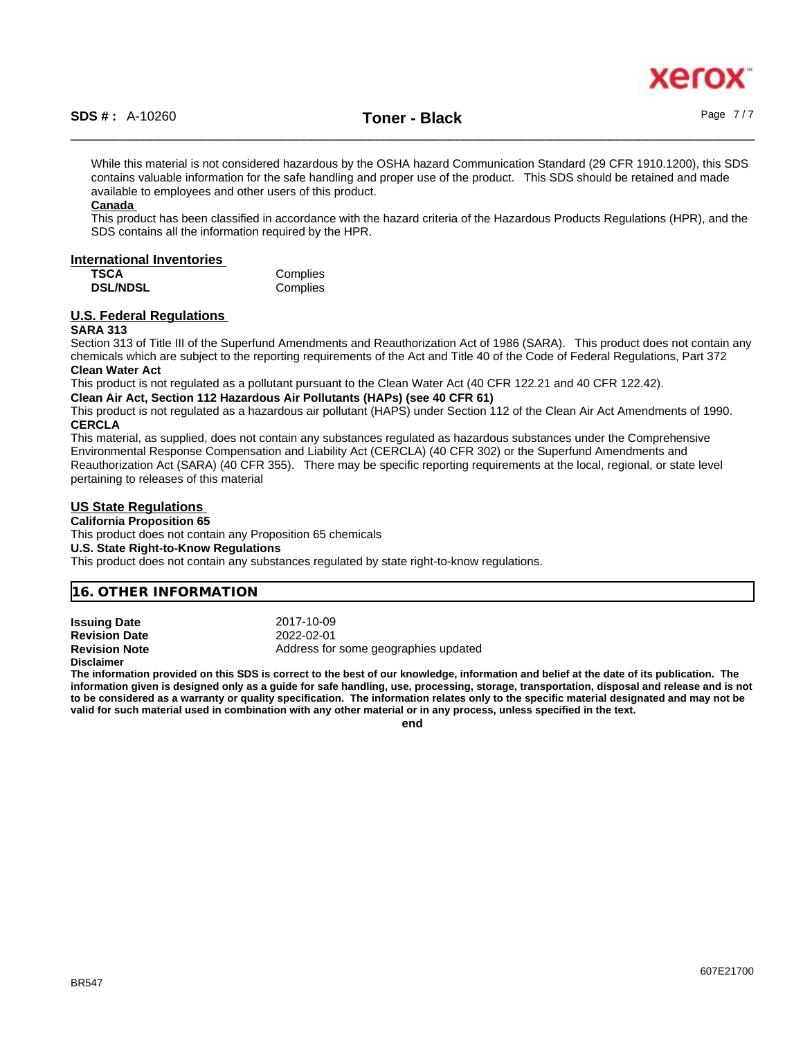While this material is not considered hazardous by the OSHA hazard Communication Standard (29 CFR 1910.1200), this SDS contains valuable information for the safe handling and proper use of the product. This SDS should be retained and made available to employees and other users of this product.

**Canada**

This product has been classified in accordance with the hazard criteria of the Hazardous Products Regulations (HPR), and the SDS contains all the information required by the HPR.

**International Inventories**

| | |
|---|---|
| **TSCA** | Complies |
| **DSL/NDSL** | Complies |

**U.S. Federal Regulations**

**SARA 313**

Section 313 of Title III of the Superfund Amendments and Reauthorization Act of 1986 (SARA). This product does not contain any chemicals which are subject to the reporting requirements of the Act and Title 40 of the Code of Federal Regulations, Part 372

**Clean Water Act**

This product is not regulated as a pollutant pursuant to the Clean Water Act (40 CFR 122.21 and 40 CFR 122.42).

**Clean Air Act, Section 112 Hazardous Air Pollutants (HAPs) (see 40 CFR 61)**

This product is not regulated as a hazardous air pollutant (HAPS) under Section 112 of the Clean Air Act Amendments of 1990.

**CERCLA**

This material, as supplied, does not contain any substances regulated as hazardous substances under the Comprehensive Environmental Response Compensation and Liability Act (CERCLA) (40 CFR 302) or the Superfund Amendments and Reauthorization Act (SARA) (40 CFR 355). There may be specific reporting requirements at the local, regional, or state level pertaining to releases of this material

**US State Regulations**

**California Proposition 65**

This product does not contain any Proposition 65 chemicals

**U.S. State Right-to-Know Regulations**

This product does not contain any substances regulated by state right-to-know regulations.

## 16. OTHER INFORMATION

| | |
|---|---|
| **Issuing Date** | 2017-10-09 |
| **Revision Date** | 2022-02-01 |
| **Revision Note** | Address for some geographies updated |

**Disclaimer**

**The information provided on this SDS is correct to the best of our knowledge, information and belief at the date of its publication. The information given is designed only as a guide for safe handling, use, processing, storage, transportation, disposal and release and is not to be considered as a warranty or quality specification. The information relates only to the specific material designated and may not be valid for such material used in combination with any other material or in any process, unless specified in the text.**

**end**